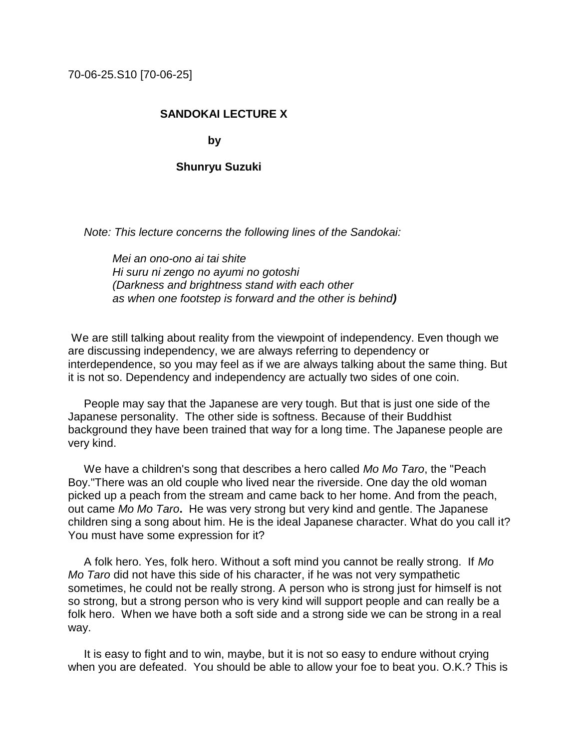70-06-25.S10 [70-06-25]

# SANDOKAI LECTURE X

**by**

**Shunryu Suzuki**

*Note: This lecture concerns the following lines of the Sandokai:*

> *Mei an ono-ono ai tai shite*
> *Hi suru ni zengo no ayumi no gotoshi*
> *(Darkness and brightness stand with each other*
> *as when one footstep is forward and the other is behind)*

We are still talking about reality from the viewpoint of independency. Even though we are discussing independency, we are always referring to dependency or interdependence, so you may feel as if we are always talking about the same thing. But it is not so. Dependency and independency are actually two sides of one coin.

People may say that the Japanese are very tough. But that is just one side of the Japanese personality. The other side is softness. Because of their Buddhist background they have been trained that way for a long time. The Japanese people are very kind.

We have a children's song that describes a hero called *Mo Mo Taro*, the "Peach Boy."There was an old couple who lived near the riverside. One day the old woman picked up a peach from the stream and came back to her home. And from the peach, out came *Mo Mo Taro***.** He was very strong but very kind and gentle. The Japanese children sing a song about him. He is the ideal Japanese character. What do you call it? You must have some expression for it?

A folk hero. Yes, folk hero. Without a soft mind you cannot be really strong. If *Mo Mo Taro* did not have this side of his character, if he was not very sympathetic sometimes, he could not be really strong. A person who is strong just for himself is not so strong, but a strong person who is very kind will support people and can really be a folk hero. When we have both a soft side and a strong side we can be strong in a real way.

It is easy to fight and to win, maybe, but it is not so easy to endure without crying when you are defeated. You should be able to allow your foe to beat you. O.K.? This is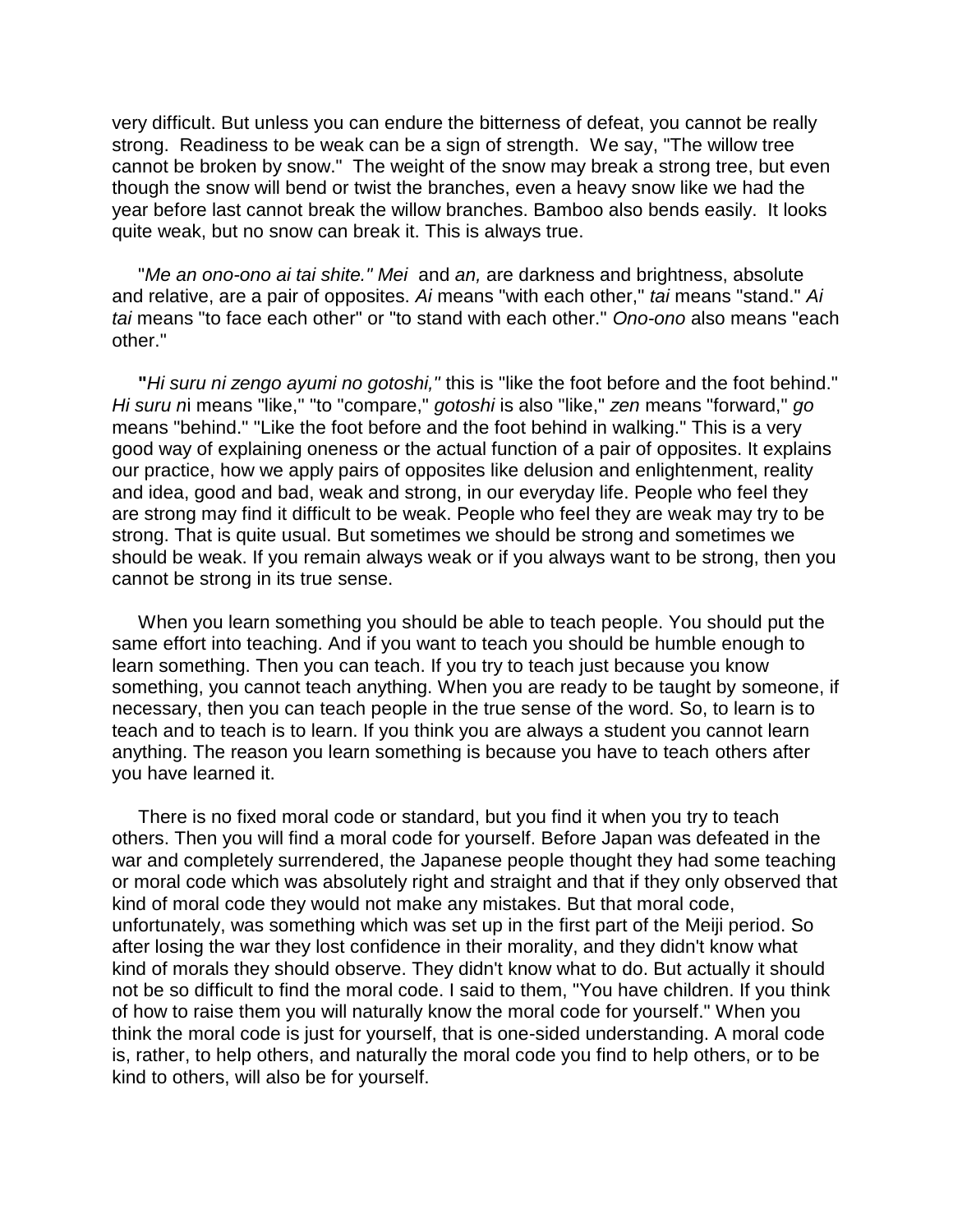very difficult. But unless you can endure the bitterness of defeat, you cannot be really strong. Readiness to be weak can be a sign of strength. We say, "The willow tree cannot be broken by snow." The weight of the snow may break a strong tree, but even though the snow will bend or twist the branches, even a heavy snow like we had the year before last cannot break the willow branches. Bamboo also bends easily. It looks quite weak, but no snow can break it. This is always true.

"*Me an ono-ono ai tai shite." Mei* and *an,* are darkness and brightness, absolute and relative, are a pair of opposites. *Ai* means "with each other," *tai* means "stand." *Ai tai* means "to face each other" or "to stand with each other." *Ono-ono* also means "each other."

**"***Hi suru ni zengo ayumi no gotoshi,"* this is "like the foot before and the foot behind." *Hi suru n*i means "like," "to "compare," *gotoshi* is also "like," *zen* means "forward," *go* means "behind." "Like the foot before and the foot behind in walking." This is a very good way of explaining oneness or the actual function of a pair of opposites. It explains our practice, how we apply pairs of opposites like delusion and enlightenment, reality and idea, good and bad, weak and strong, in our everyday life. People who feel they are strong may find it difficult to be weak. People who feel they are weak may try to be strong. That is quite usual. But sometimes we should be strong and sometimes we should be weak. If you remain always weak or if you always want to be strong, then you cannot be strong in its true sense.

When you learn something you should be able to teach people. You should put the same effort into teaching. And if you want to teach you should be humble enough to learn something. Then you can teach. If you try to teach just because you know something, you cannot teach anything. When you are ready to be taught by someone, if necessary, then you can teach people in the true sense of the word. So, to learn is to teach and to teach is to learn. If you think you are always a student you cannot learn anything. The reason you learn something is because you have to teach others after you have learned it.

There is no fixed moral code or standard, but you find it when you try to teach others. Then you will find a moral code for yourself. Before Japan was defeated in the war and completely surrendered, the Japanese people thought they had some teaching or moral code which was absolutely right and straight and that if they only observed that kind of moral code they would not make any mistakes. But that moral code, unfortunately, was something which was set up in the first part of the Meiji period. So after losing the war they lost confidence in their morality, and they didn't know what kind of morals they should observe. They didn't know what to do. But actually it should not be so difficult to find the moral code. I said to them, "You have children. If you think of how to raise them you will naturally know the moral code for yourself." When you think the moral code is just for yourself, that is one-sided understanding. A moral code is, rather, to help others, and naturally the moral code you find to help others, or to be kind to others, will also be for yourself.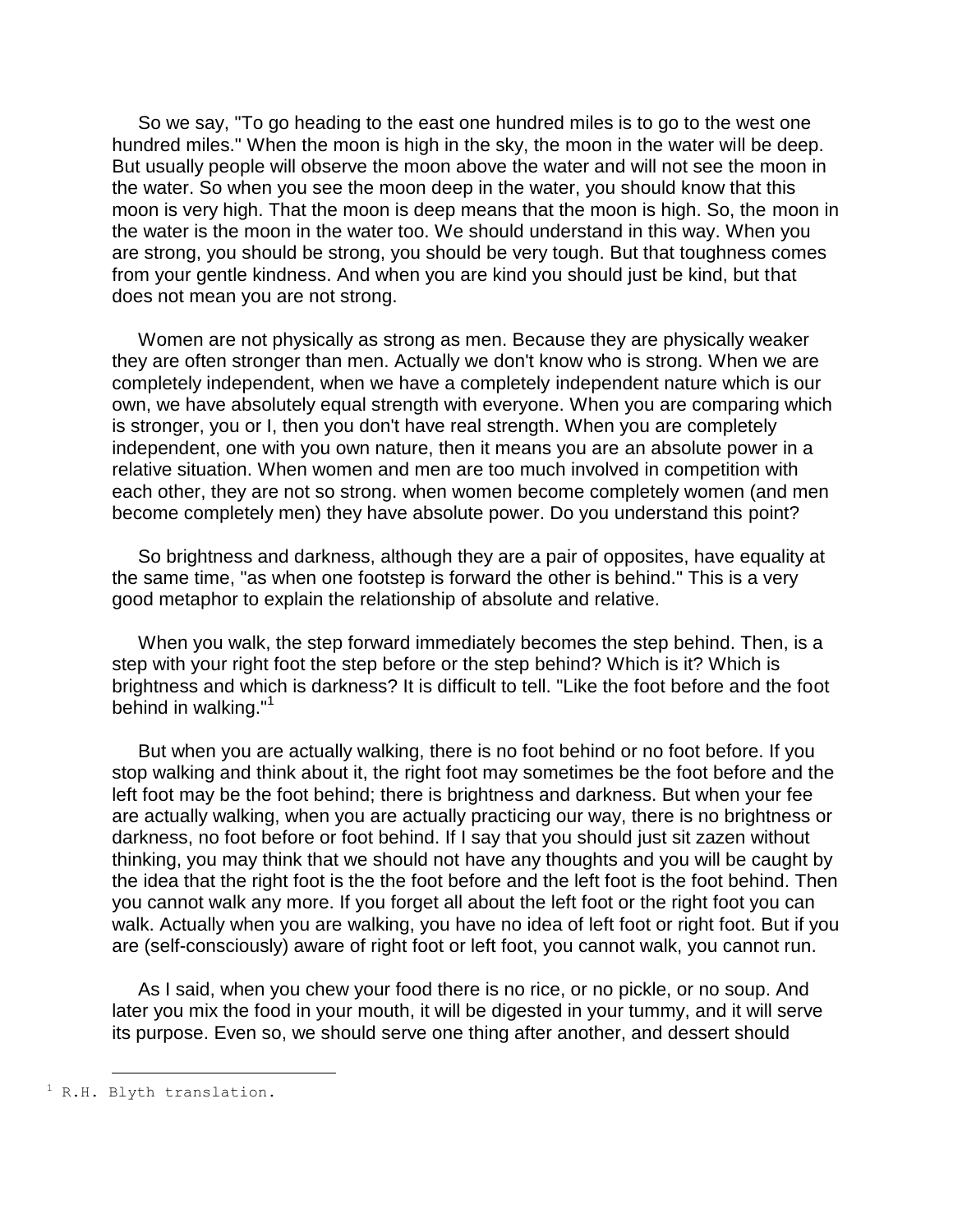So we say, "To go heading to the east one hundred miles is to go to the west one hundred miles." When the moon is high in the sky, the moon in the water will be deep. But usually people will observe the moon above the water and will not see the moon in the water. So when you see the moon deep in the water, you should know that this moon is very high. That the moon is deep means that the moon is high. So, the moon in the water is the moon in the water too. We should understand in this way. When you are strong, you should be strong, you should be very tough. But that toughness comes from your gentle kindness. And when you are kind you should just be kind, but that does not mean you are not strong.

Women are not physically as strong as men. Because they are physically weaker they are often stronger than men. Actually we don't know who is strong. When we are completely independent, when we have a completely independent nature which is our own, we have absolutely equal strength with everyone. When you are comparing which is stronger, you or I, then you don't have real strength. When you are completely independent, one with you own nature, then it means you are an absolute power in a relative situation. When women and men are too much involved in competition with each other, they are not so strong. when women become completely women (and men become completely men) they have absolute power. Do you understand this point?

So brightness and darkness, although they are a pair of opposites, have equality at the same time, "as when one footstep is forward the other is behind." This is a very good metaphor to explain the relationship of absolute and relative.

When you walk, the step forward immediately becomes the step behind. Then, is a step with your right foot the step before or the step behind? Which is it? Which is brightness and which is darkness? It is difficult to tell. "Like the foot before and the foot behind in walking."[1]

But when you are actually walking, there is no foot behind or no foot before. If you stop walking and think about it, the right foot may sometimes be the foot before and the left foot may be the foot behind; there is brightness and darkness. But when your fee are actually walking, when you are actually practicing our way, there is no brightness or darkness, no foot before or foot behind. If I say that you should just sit zazen without thinking, you may think that we should not have any thoughts and you will be caught by the idea that the right foot is the the foot before and the left foot is the foot behind. Then you cannot walk any more. If you forget all about the left foot or the right foot you can walk. Actually when you are walking, you have no idea of left foot or right foot. But if you are (self-consciously) aware of right foot or left foot, you cannot walk, you cannot run.

As I said, when you chew your food there is no rice, or no pickle, or no soup. And later you mix the food in your mouth, it will be digested in your tummy, and it will serve its purpose. Even so, we should serve one thing after another, and dessert should

[1] R.H. Blyth translation.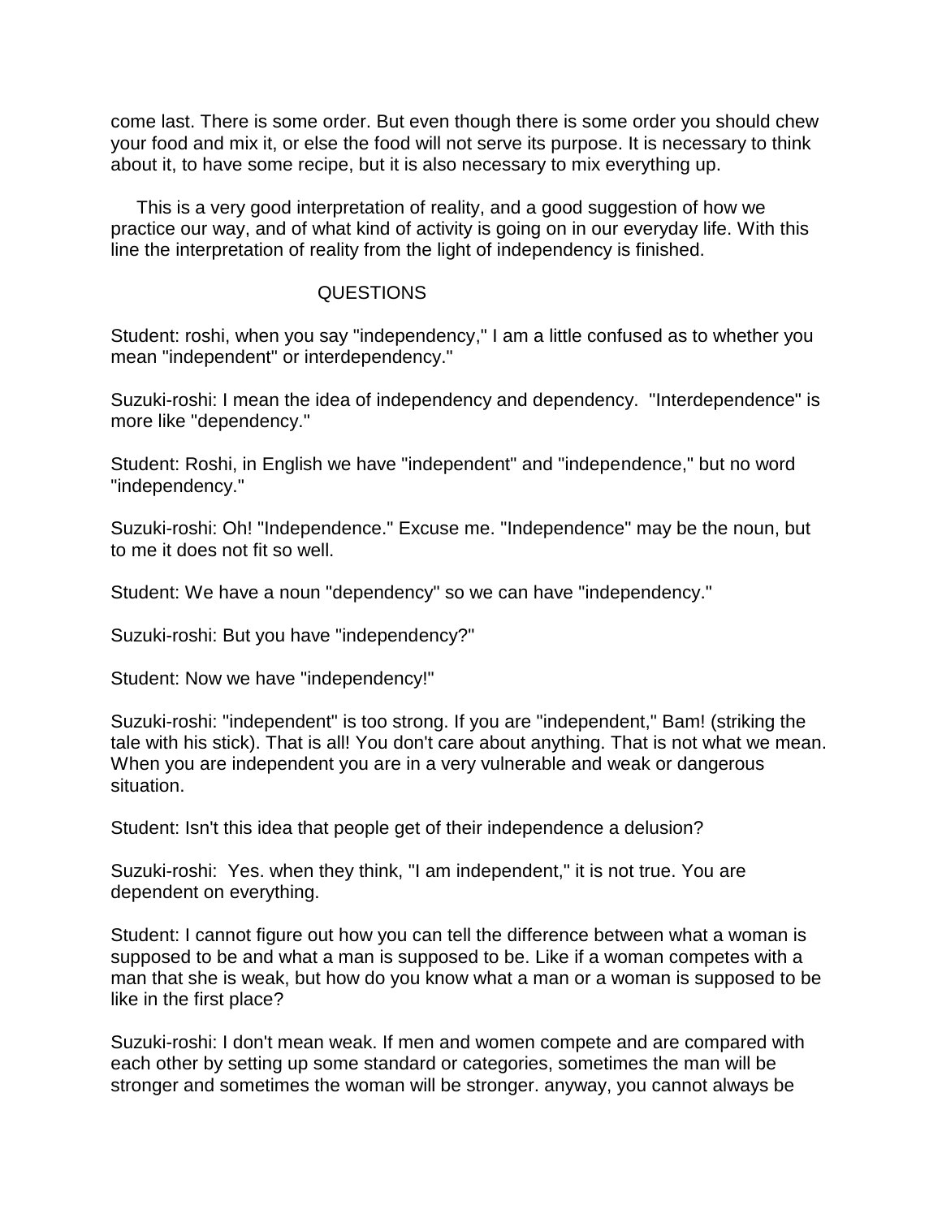come last. There is some order. But even though there is some order you should chew your food and mix it, or else the food will not serve its purpose. It is necessary to think about it, to have some recipe, but it is also necessary to mix everything up.

This is a very good interpretation of reality, and a good suggestion of how we practice our way, and of what kind of activity is going on in our everyday life. With this line the interpretation of reality from the light of independency is finished.

## QUESTIONS

Student: roshi, when you say "independency," I am a little confused as to whether you mean "independent" or interdependency."

Suzuki-roshi: I mean the idea of independency and dependency. "Interdependence" is more like "dependency."

Student: Roshi, in English we have "independent" and "independence," but no word "independency."

Suzuki-roshi: Oh! "Independence." Excuse me. "Independence" may be the noun, but to me it does not fit so well.

Student: We have a noun "dependency" so we can have "independency."

Suzuki-roshi: But you have "independency?"

Student: Now we have "independency!"

Suzuki-roshi: "independent" is too strong. If you are "independent," Bam! (striking the tale with his stick). That is all! You don't care about anything. That is not what we mean. When you are independent you are in a very vulnerable and weak or dangerous situation.

Student: Isn't this idea that people get of their independence a delusion?

Suzuki-roshi: Yes. when they think, "I am independent," it is not true. You are dependent on everything.

Student: I cannot figure out how you can tell the difference between what a woman is supposed to be and what a man is supposed to be. Like if a woman competes with a man that she is weak, but how do you know what a man or a woman is supposed to be like in the first place?

Suzuki-roshi: I don't mean weak. If men and women compete and are compared with each other by setting up some standard or categories, sometimes the man will be stronger and sometimes the woman will be stronger. anyway, you cannot always be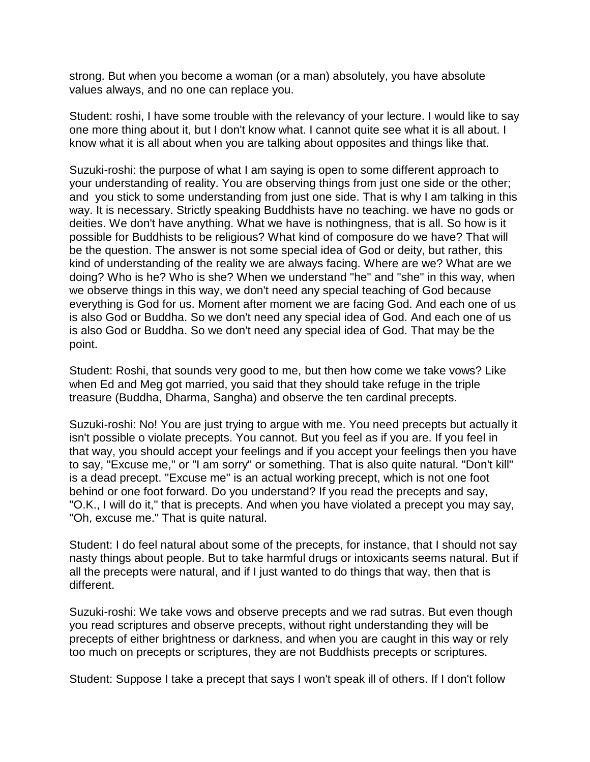strong. But when you become a woman (or a man) absolutely, you have absolute values always, and no one can replace you.

Student: roshi, I have some trouble with the relevancy of your lecture. I would like to say one more thing about it, but I don't know what. I cannot quite see what it is all about. I know what it is all about when you are talking about opposites and things like that.

Suzuki-roshi: the purpose of what I am saying is open to some different approach to your understanding of reality. You are observing things from just one side or the other; and you stick to some understanding from just one side. That is why I am talking in this way. It is necessary. Strictly speaking Buddhists have no teaching. we have no gods or deities. We don't have anything. What we have is nothingness, that is all. So how is it possible for Buddhists to be religious? What kind of composure do we have? That will be the question. The answer is not some special idea of God or deity, but rather, this kind of understanding of the reality we are always facing. Where are we? What are we doing? Who is he? Who is she? When we understand "he" and "she" in this way, when we observe things in this way, we don't need any special teaching of God because everything is God for us. Moment after moment we are facing God. And each one of us is also God or Buddha. So we don't need any special idea of God. And each one of us is also God or Buddha. So we don't need any special idea of God. That may be the point.

Student: Roshi, that sounds very good to me, but then how come we take vows? Like when Ed and Meg got married, you said that they should take refuge in the triple treasure (Buddha, Dharma, Sangha) and observe the ten cardinal precepts.

Suzuki-roshi: No! You are just trying to argue with me. You need precepts but actually it isn't possible o violate precepts. You cannot. But you feel as if you are. If you feel in that way, you should accept your feelings and if you accept your feelings then you have to say, "Excuse me," or "I am sorry" or something. That is also quite natural. "Don't kill" is a dead precept. "Excuse me" is an actual working precept, which is not one foot behind or one foot forward. Do you understand? If you read the precepts and say, "O.K., I will do it," that is precepts. And when you have violated a precept you may say, "Oh, excuse me." That is quite natural.

Student: I do feel natural about some of the precepts, for instance, that I should not say nasty things about people. But to take harmful drugs or intoxicants seems natural. But if all the precepts were natural, and if I just wanted to do things that way, then that is different.

Suzuki-roshi: We take vows and observe precepts and we rad sutras. But even though you read scriptures and observe precepts, without right understanding they will be precepts of either brightness or darkness, and when you are caught in this way or rely too much on precepts or scriptures, they are not Buddhists precepts or scriptures.

Student: Suppose I take a precept that says I won't speak ill of others. If I don't follow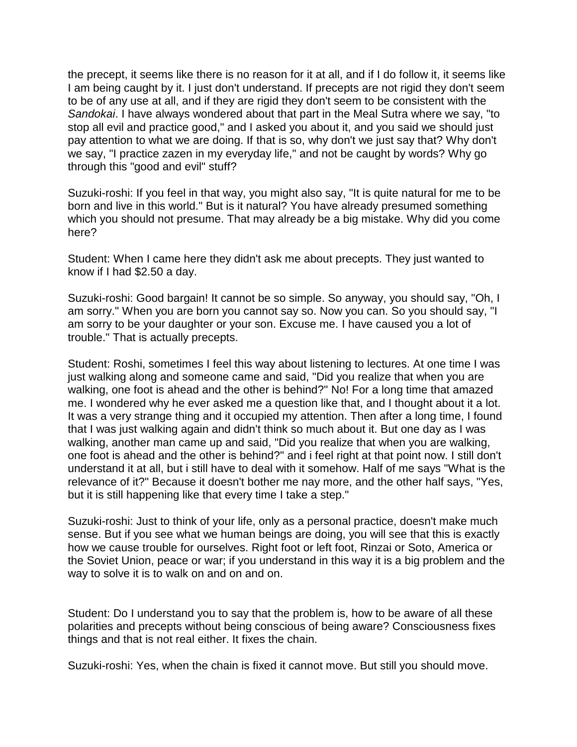the precept, it seems like there is no reason for it at all, and if I do follow it, it seems like I am being caught by it. I just don't understand. If precepts are not rigid they don't seem to be of any use at all, and if they are rigid they don't seem to be consistent with the *Sandokai*. I have always wondered about that part in the Meal Sutra where we say, "to stop all evil and practice good," and I asked you about it, and you said we should just pay attention to what we are doing. If that is so, why don't we just say that? Why don't we say, "I practice zazen in my everyday life," and not be caught by words? Why go through this "good and evil" stuff?

Suzuki-roshi: If you feel in that way, you might also say, "It is quite natural for me to be born and live in this world." But is it natural? You have already presumed something which you should not presume. That may already be a big mistake. Why did you come here?

Student: When I came here they didn't ask me about precepts. They just wanted to know if I had $2.50 a day.

Suzuki-roshi: Good bargain! It cannot be so simple. So anyway, you should say, "Oh, I am sorry." When you are born you cannot say so. Now you can. So you should say, "I am sorry to be your daughter or your son. Excuse me. I have caused you a lot of trouble." That is actually precepts.

Student: Roshi, sometimes I feel this way about listening to lectures. At one time I was just walking along and someone came and said, "Did you realize that when you are walking, one foot is ahead and the other is behind?" No! For a long time that amazed me. I wondered why he ever asked me a question like that, and I thought about it a lot. It was a very strange thing and it occupied my attention. Then after a long time, I found that I was just walking again and didn't think so much about it. But one day as I was walking, another man came up and said, "Did you realize that when you are walking, one foot is ahead and the other is behind?" and i feel right at that point now. I still don't understand it at all, but i still have to deal with it somehow. Half of me says "What is the relevance of it?" Because it doesn't bother me nay more, and the other half says, "Yes, but it is still happening like that every time I take a step."

Suzuki-roshi: Just to think of your life, only as a personal practice, doesn't make much sense. But if you see what we human beings are doing, you will see that this is exactly how we cause trouble for ourselves. Right foot or left foot, Rinzai or Soto, America or the Soviet Union, peace or war; if you understand in this way it is a big problem and the way to solve it is to walk on and on and on.

Student: Do I understand you to say that the problem is, how to be aware of all these polarities and precepts without being conscious of being aware? Consciousness fixes things and that is not real either. It fixes the chain.

Suzuki-roshi: Yes, when the chain is fixed it cannot move. But still you should move.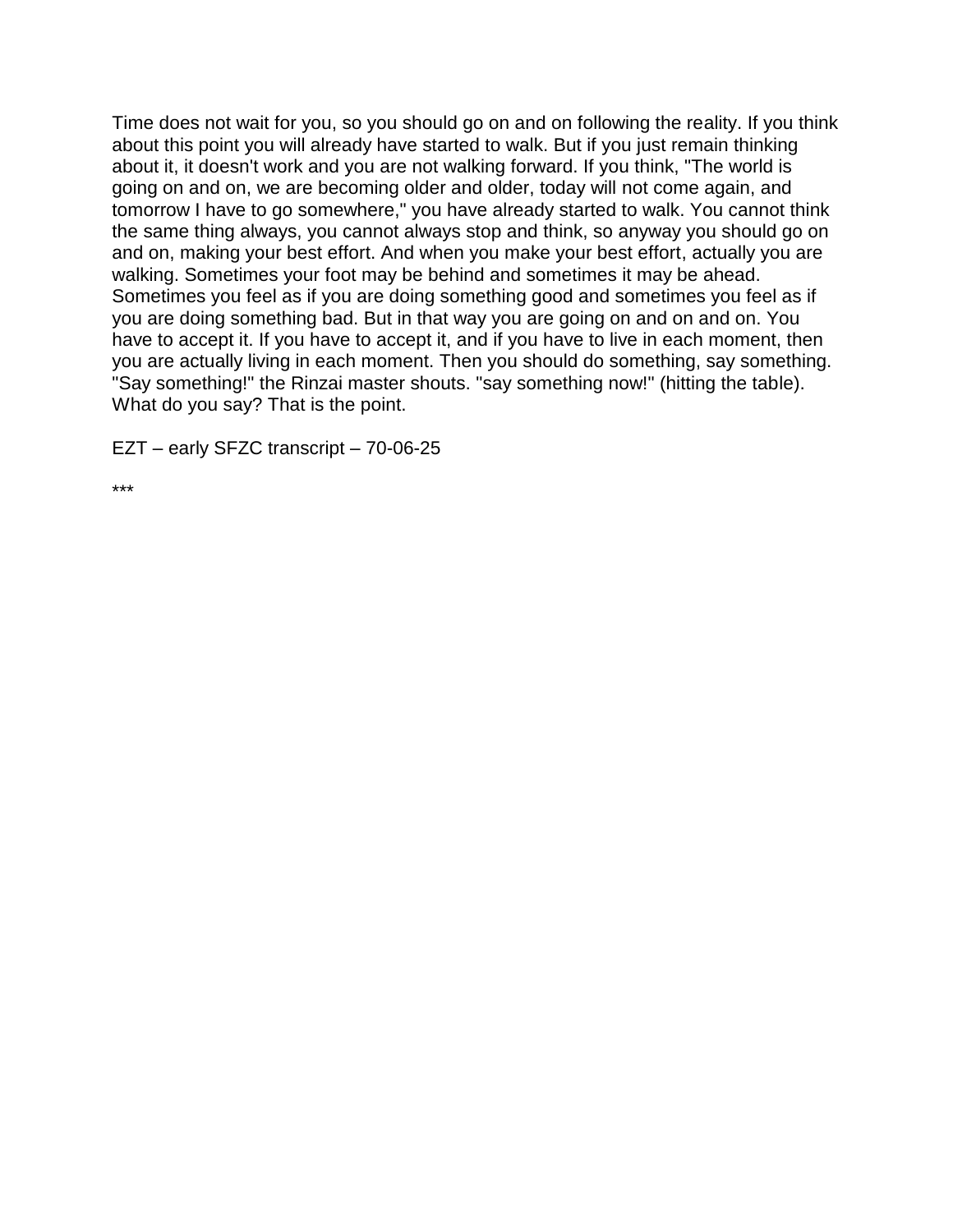Time does not wait for you, so you should go on and on following the reality. If you think about this point you will already have started to walk. But if you just remain thinking about it, it doesn't work and you are not walking forward. If you think, "The world is going on and on, we are becoming older and older, today will not come again, and tomorrow I have to go somewhere," you have already started to walk. You cannot think the same thing always, you cannot always stop and think, so anyway you should go on and on, making your best effort. And when you make your best effort, actually you are walking. Sometimes your foot may be behind and sometimes it may be ahead. Sometimes you feel as if you are doing something good and sometimes you feel as if you are doing something bad. But in that way you are going on and on and on. You have to accept it. If you have to accept it, and if you have to live in each moment, then you are actually living in each moment. Then you should do something, say something. "Say something!" the Rinzai master shouts. "say something now!" (hitting the table). What do you say? That is the point.

EZT – early SFZC transcript – 70-06-25

***